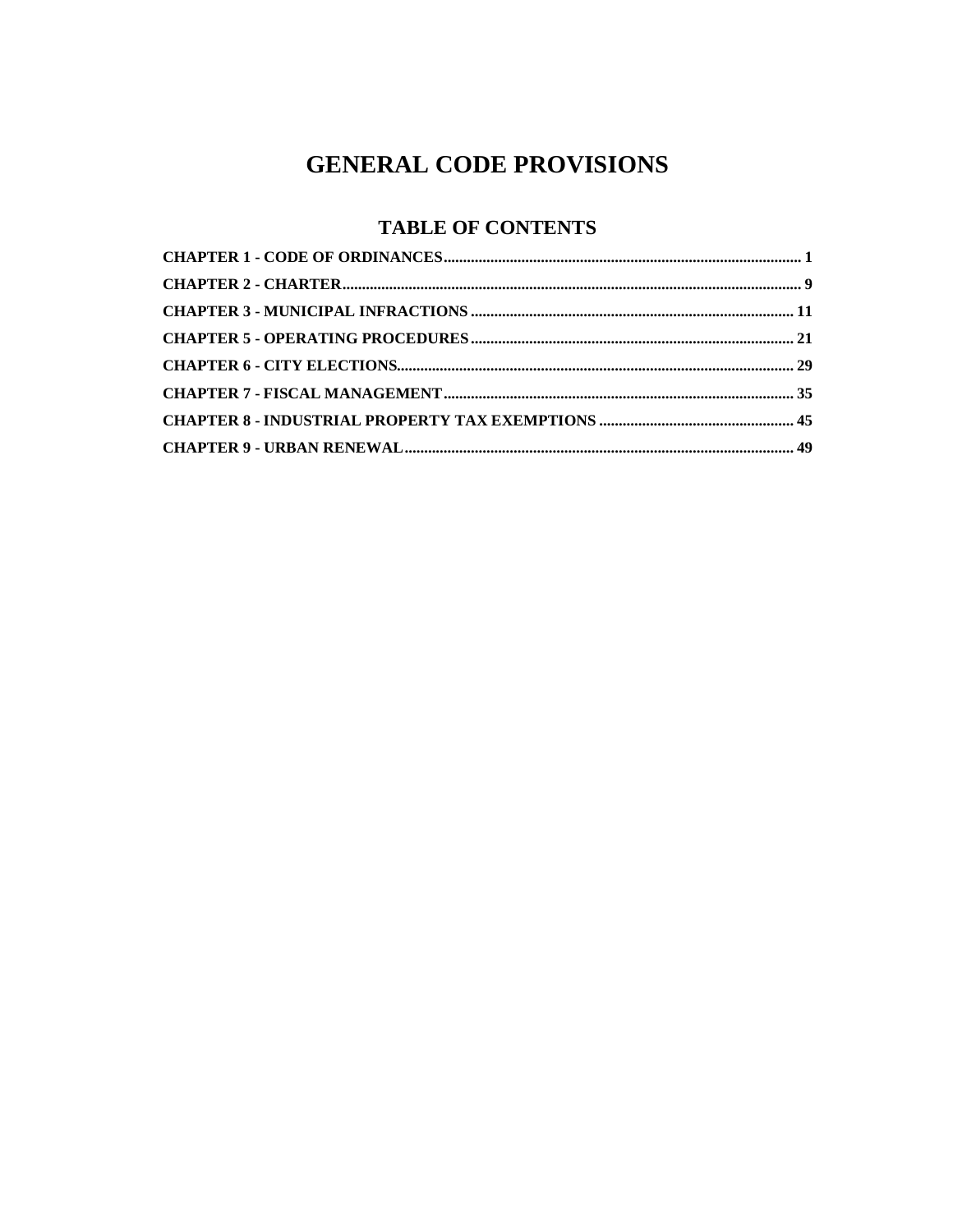# GENERAL CODE PROVISIONS

## TABLE OF CONTENTS

**CHAPTER 1 - CODE OF ORDINANCES** ........................................ 1
**CHAPTER 2 - CHARTER** ........................................ 9
**CHAPTER 3 - MUNICIPAL INFRACTIONS** ........................................ 11
**CHAPTER 5 - OPERATING PROCEDURES** ........................................ 21
**CHAPTER 6 - CITY ELECTIONS** ........................................ 29
**CHAPTER 7 - FISCAL MANAGEMENT** ........................................ 35
**CHAPTER 8 - INDUSTRIAL PROPERTY TAX EXEMPTIONS** ........................................ 45
**CHAPTER 9 - URBAN RENEWAL** ........................................ 49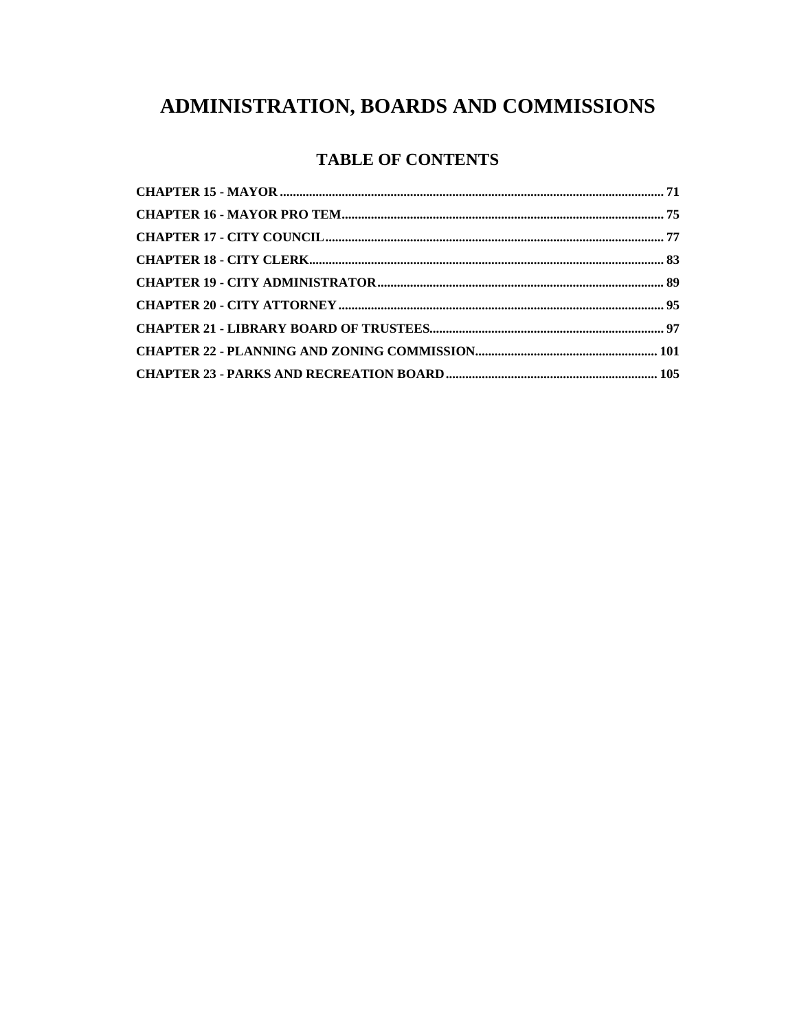# ADMINISTRATION, BOARDS AND COMMISSIONS

## TABLE OF CONTENTS

**CHAPTER 15 - MAYOR** ..................................................................................... **71**
**CHAPTER 16 - MAYOR PRO TEM** ..................................................................... **75**
**CHAPTER 17 - CITY COUNCIL** ......................................................................... **77**
**CHAPTER 18 - CITY CLERK** ............................................................................. **83**
**CHAPTER 19 - CITY ADMINISTRATOR** ............................................................ **89**
**CHAPTER 20 - CITY ATTORNEY** ..................................................................... **95**
**CHAPTER 21 - LIBRARY BOARD OF TRUSTEES** ............................................... **97**
**CHAPTER 22 - PLANNING AND ZONING COMMISSION** ................................... **101**
**CHAPTER 23 - PARKS AND RECREATION BOARD** ........................................... **105**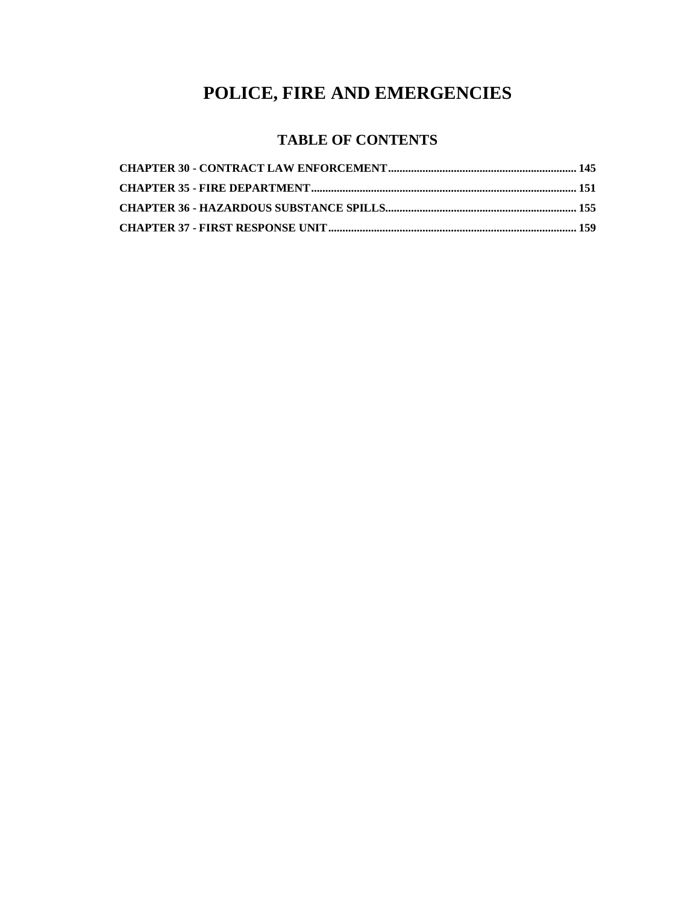# POLICE, FIRE AND EMERGENCIES

## TABLE OF CONTENTS

**CHAPTER 30 - CONTRACT LAW ENFORCEMENT** ........ 145

**CHAPTER 35 - FIRE DEPARTMENT** ........ 151

**CHAPTER 36 - HAZARDOUS SUBSTANCE SPILLS** ........ 155

**CHAPTER 37 - FIRST RESPONSE UNIT** ........ 159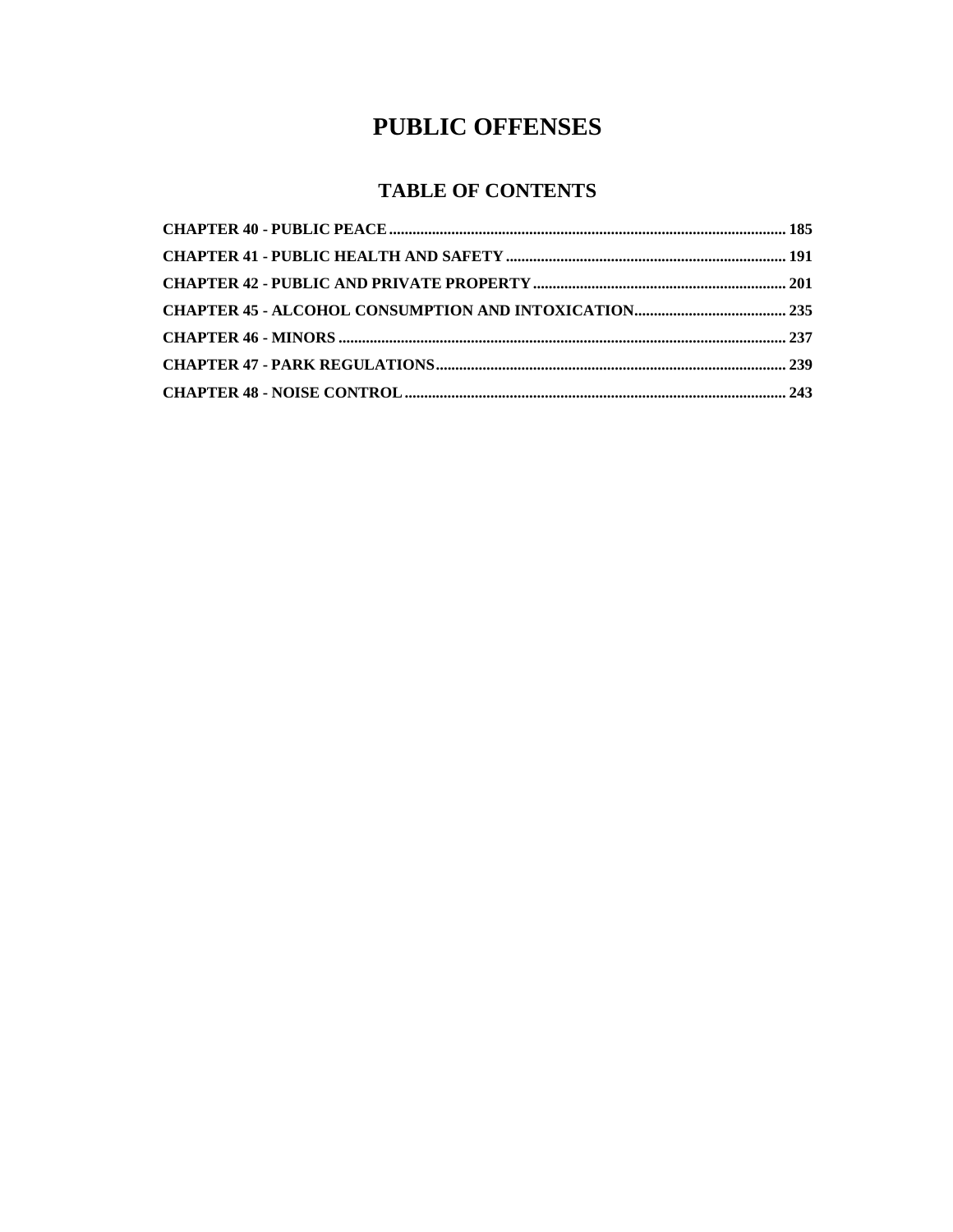# PUBLIC OFFENSES

## TABLE OF CONTENTS

**CHAPTER 40 - PUBLIC PEACE** ..... **185**

**CHAPTER 41 - PUBLIC HEALTH AND SAFETY** ..... **191**

**CHAPTER 42 - PUBLIC AND PRIVATE PROPERTY** ..... **201**

**CHAPTER 45 - ALCOHOL CONSUMPTION AND INTOXICATION** ..... **235**

**CHAPTER 46 - MINORS** ..... **237**

**CHAPTER 47 - PARK REGULATIONS** ..... **239**

**CHAPTER 48 - NOISE CONTROL** ..... **243**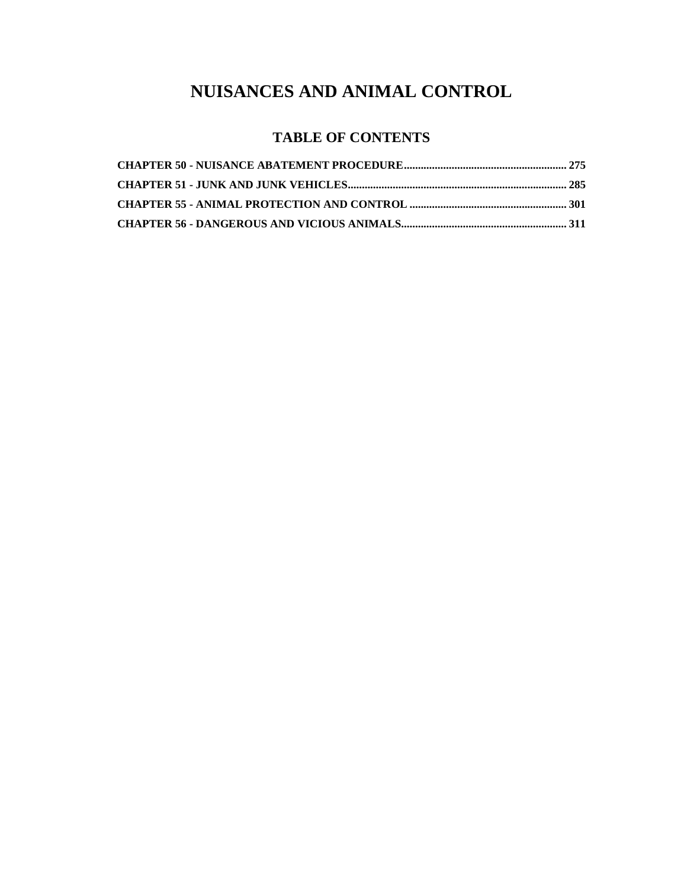# NUISANCES AND ANIMAL CONTROL

## TABLE OF CONTENTS

**CHAPTER 50 - NUISANCE ABATEMENT PROCEDURE.......................................................... 275**

**CHAPTER 51 - JUNK AND JUNK VEHICLES............................................................................ 285**

**CHAPTER 55 - ANIMAL PROTECTION AND CONTROL ........................................................ 301**

**CHAPTER 56 - DANGEROUS AND VICIOUS ANIMALS........................................................... 311**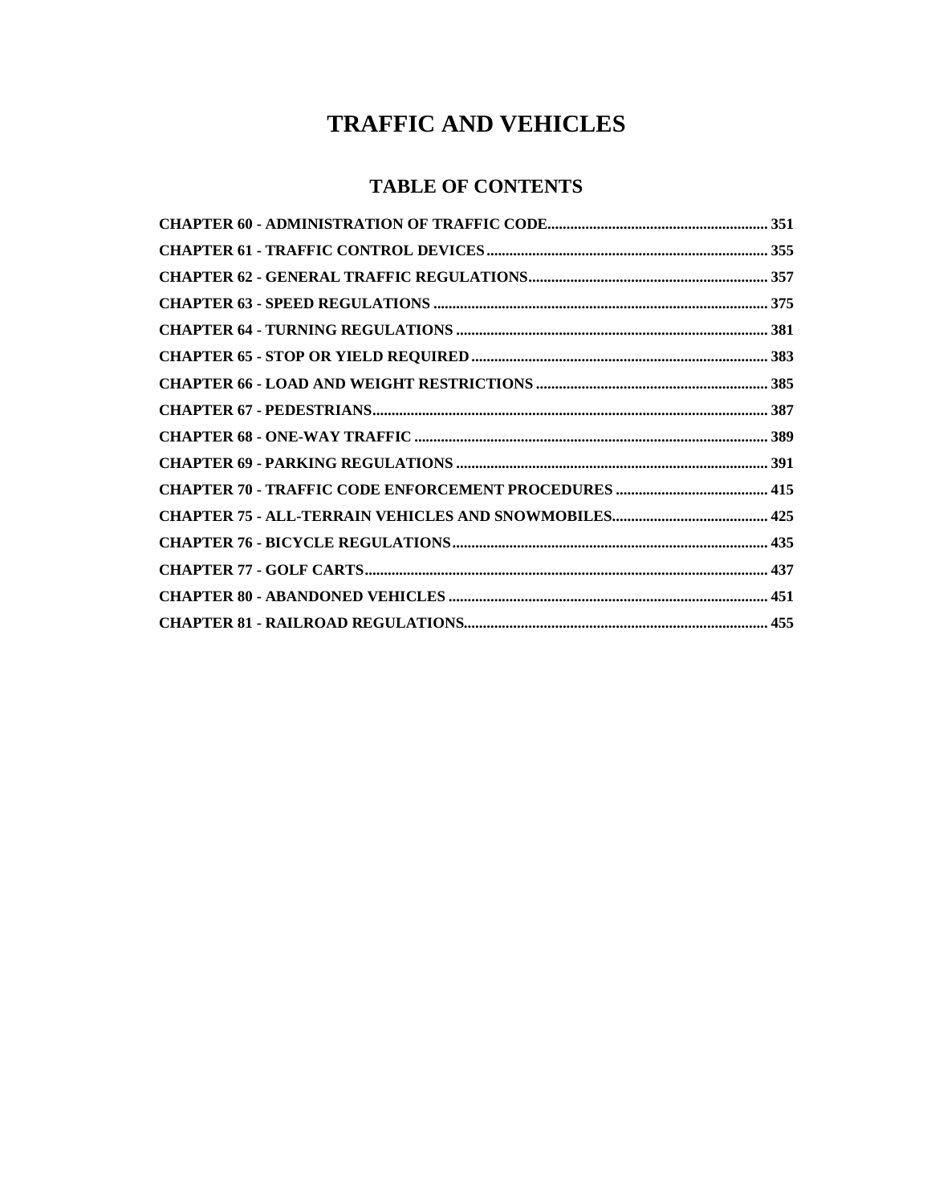# TRAFFIC AND VEHICLES

## TABLE OF CONTENTS

**CHAPTER 60 - ADMINISTRATION OF TRAFFIC CODE** .......... 351

**CHAPTER 61 - TRAFFIC CONTROL DEVICES** .......... 355

**CHAPTER 62 - GENERAL TRAFFIC REGULATIONS** .......... 357

**CHAPTER 63 - SPEED REGULATIONS** .......... 375

**CHAPTER 64 - TURNING REGULATIONS** .......... 381

**CHAPTER 65 - STOP OR YIELD REQUIRED** .......... 383

**CHAPTER 66 - LOAD AND WEIGHT RESTRICTIONS** .......... 385

**CHAPTER 67 - PEDESTRIANS** .......... 387

**CHAPTER 68 - ONE-WAY TRAFFIC** .......... 389

**CHAPTER 69 - PARKING REGULATIONS** .......... 391

**CHAPTER 70 - TRAFFIC CODE ENFORCEMENT PROCEDURES** .......... 415

**CHAPTER 75 - ALL-TERRAIN VEHICLES AND SNOWMOBILES** .......... 425

**CHAPTER 76 - BICYCLE REGULATIONS** .......... 435

**CHAPTER 77 - GOLF CARTS** .......... 437

**CHAPTER 80 - ABANDONED VEHICLES** .......... 451

**CHAPTER 81 - RAILROAD REGULATIONS** .......... 455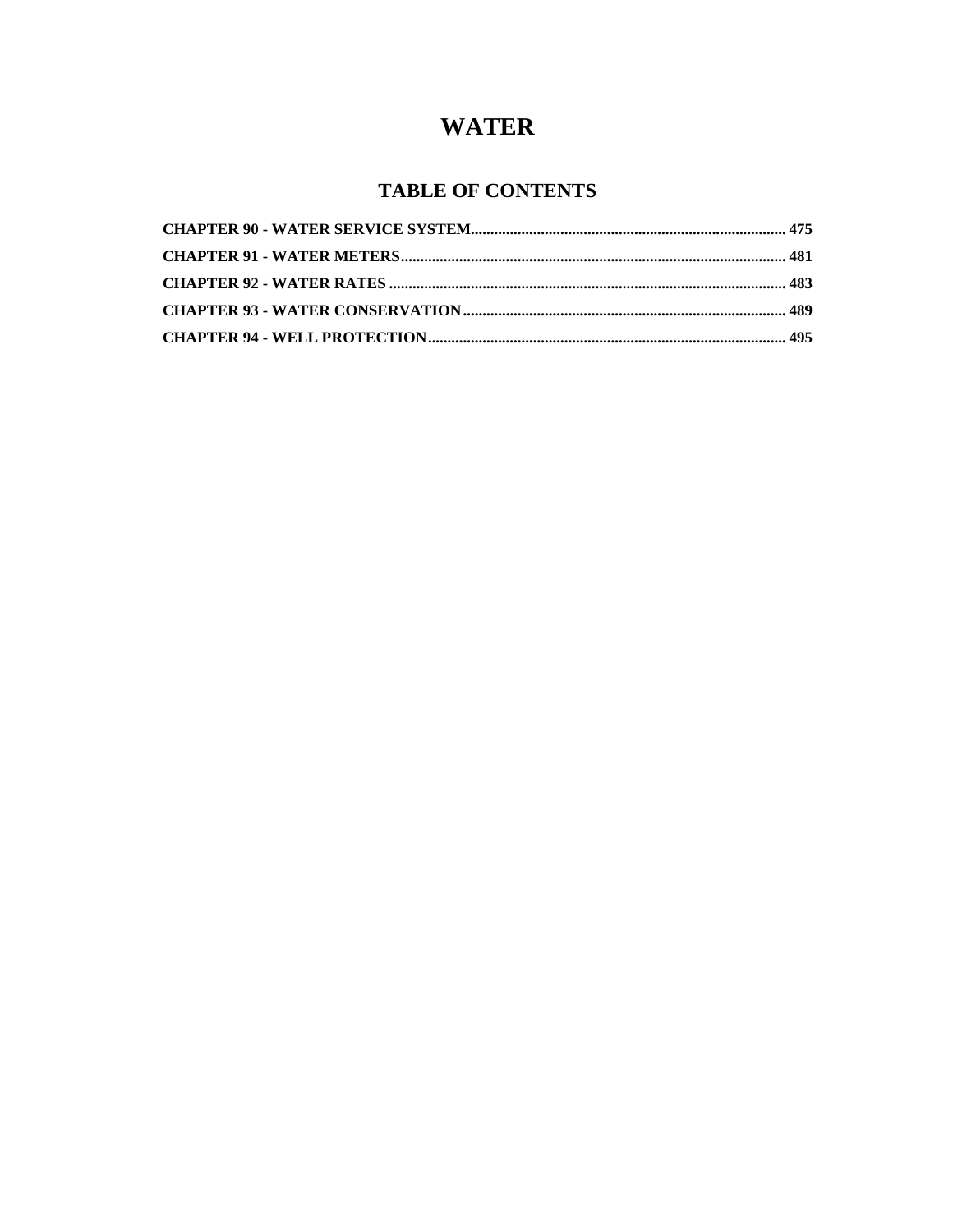# WATER

## TABLE OF CONTENTS

**CHAPTER 90 - WATER SERVICE SYSTEM** ........................................ **475**

**CHAPTER 91 - WATER METERS** ........................................ **481**

**CHAPTER 92 - WATER RATES** ........................................ **483**

**CHAPTER 93 - WATER CONSERVATION** ........................................ **489**

**CHAPTER 94 - WELL PROTECTION** ........................................ **495**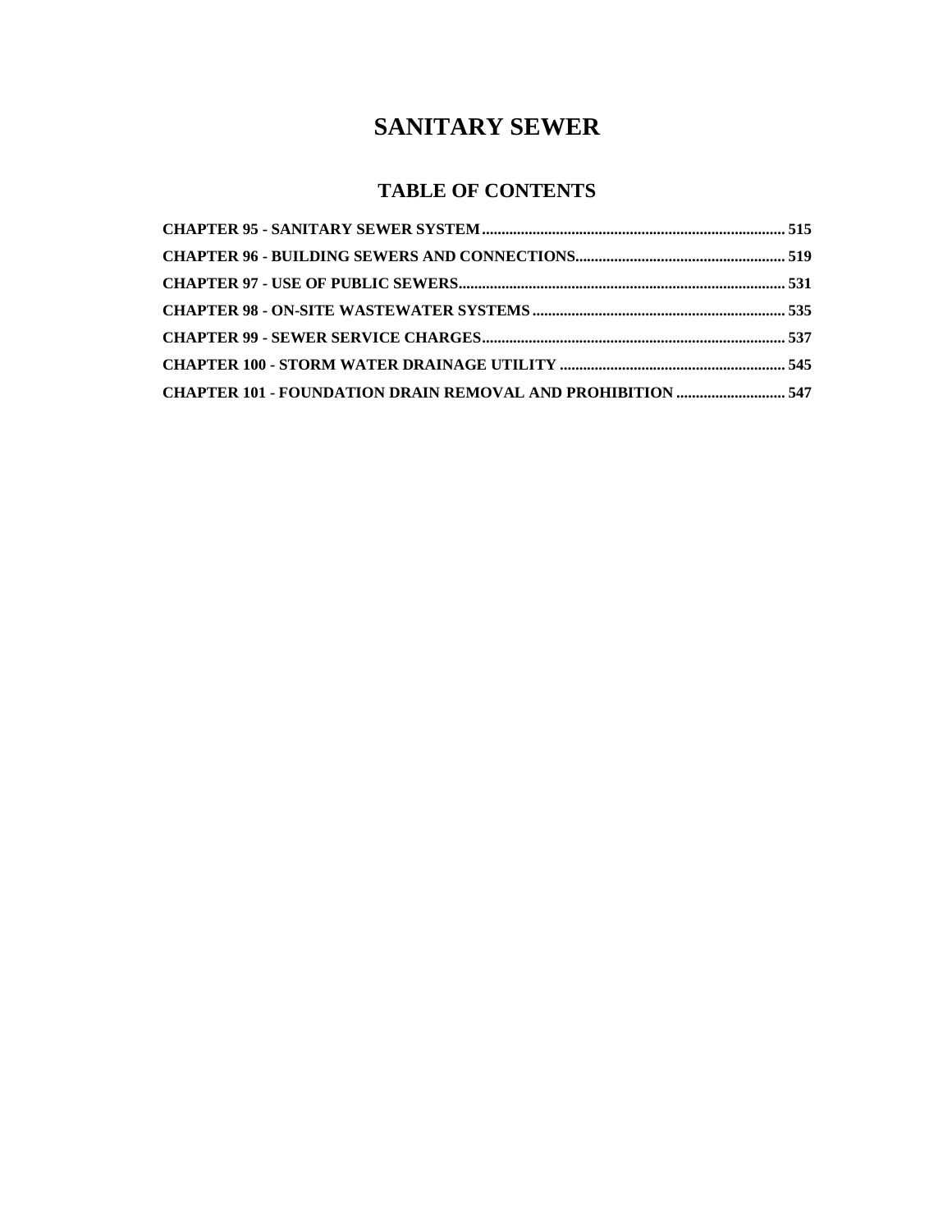# SANITARY SEWER

## TABLE OF CONTENTS

**CHAPTER 95 - SANITARY SEWER SYSTEM** ........................................................................ **515**

**CHAPTER 96 - BUILDING SEWERS AND CONNECTIONS** .................................................. **519**

**CHAPTER 97 - USE OF PUBLIC SEWERS** ............................................................................ **531**

**CHAPTER 98 - ON-SITE WASTEWATER SYSTEMS** ............................................................ **535**

**CHAPTER 99 - SEWER SERVICE CHARGES** ......................................................................... **537**

**CHAPTER 100 - STORM WATER DRAINAGE UTILITY** ....................................................... **545**

**CHAPTER 101 - FOUNDATION DRAIN REMOVAL AND PROHIBITION** ............................ **547**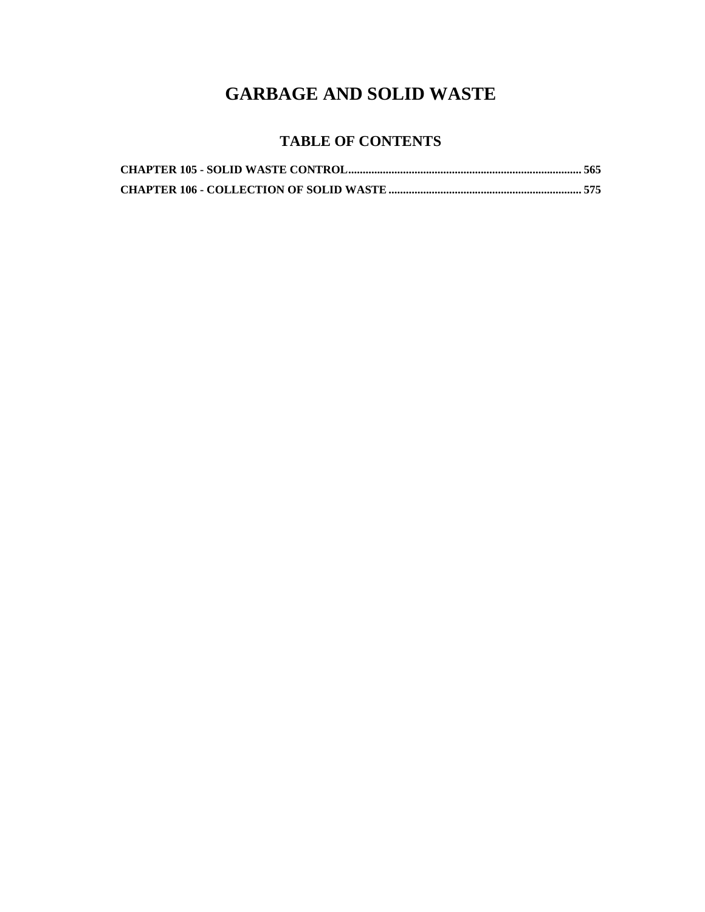# GARBAGE AND SOLID WASTE

## TABLE OF CONTENTS

**CHAPTER 105 - SOLID WASTE CONTROL................................................................................ 565**

**CHAPTER 106 - COLLECTION OF SOLID WASTE.................................................................. 575**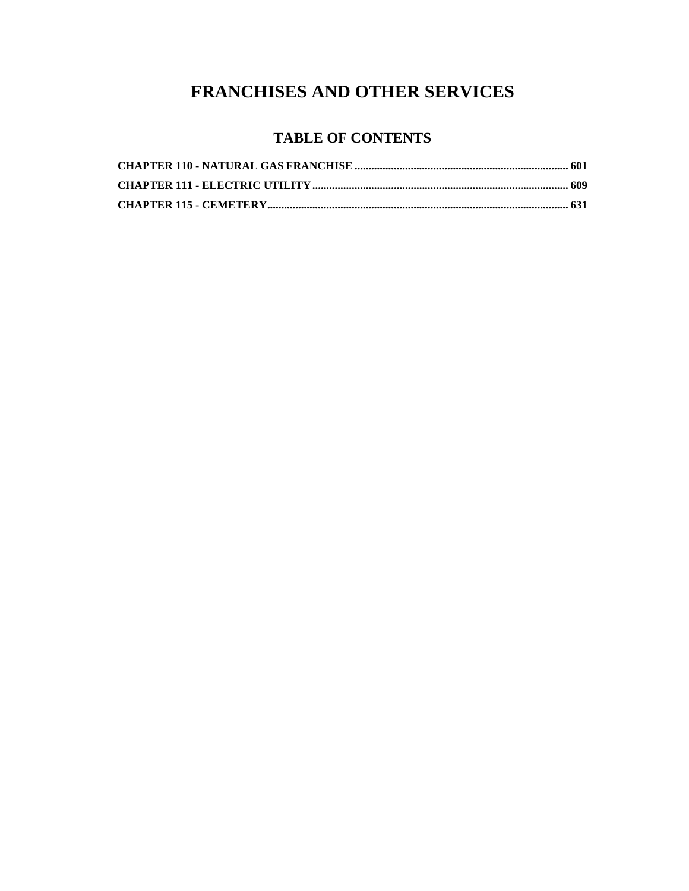# FRANCHISES AND OTHER SERVICES

## TABLE OF CONTENTS

**CHAPTER 110 - NATURAL GAS FRANCHISE** .......... 601

**CHAPTER 111 - ELECTRIC UTILITY** .......... 609

**CHAPTER 115 - CEMETERY** .......... 631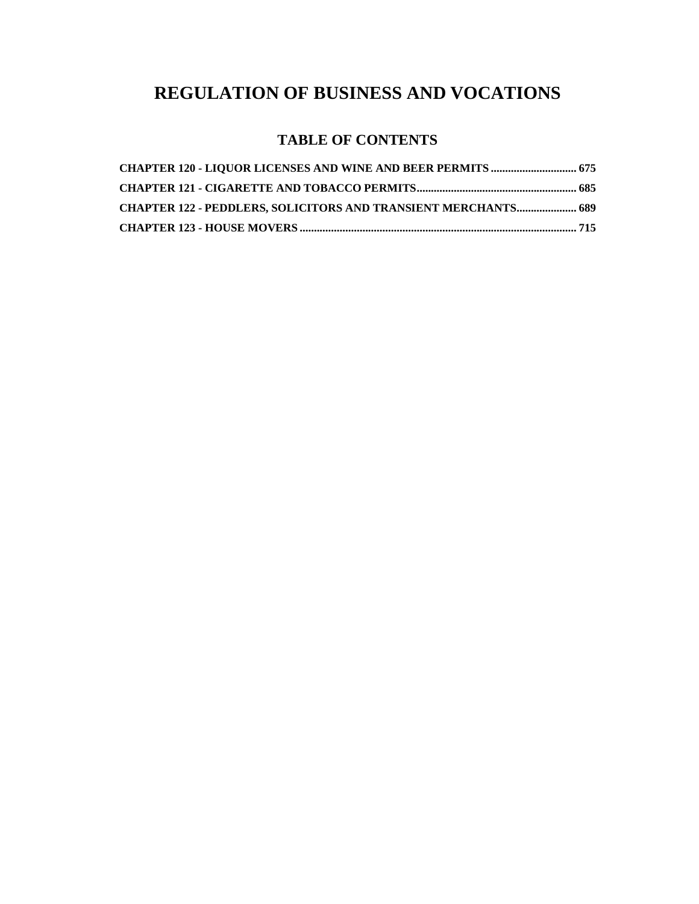# REGULATION OF BUSINESS AND VOCATIONS

## TABLE OF CONTENTS

**CHAPTER 120 - LIQUOR LICENSES AND WINE AND BEER PERMITS .............................. 675**

**CHAPTER 121 - CIGARETTE AND TOBACCO PERMITS........................................................ 685**

**CHAPTER 122 - PEDDLERS, SOLICITORS AND TRANSIENT MERCHANTS..................... 689**

**CHAPTER 123 - HOUSE MOVERS ................................................................................................ 715**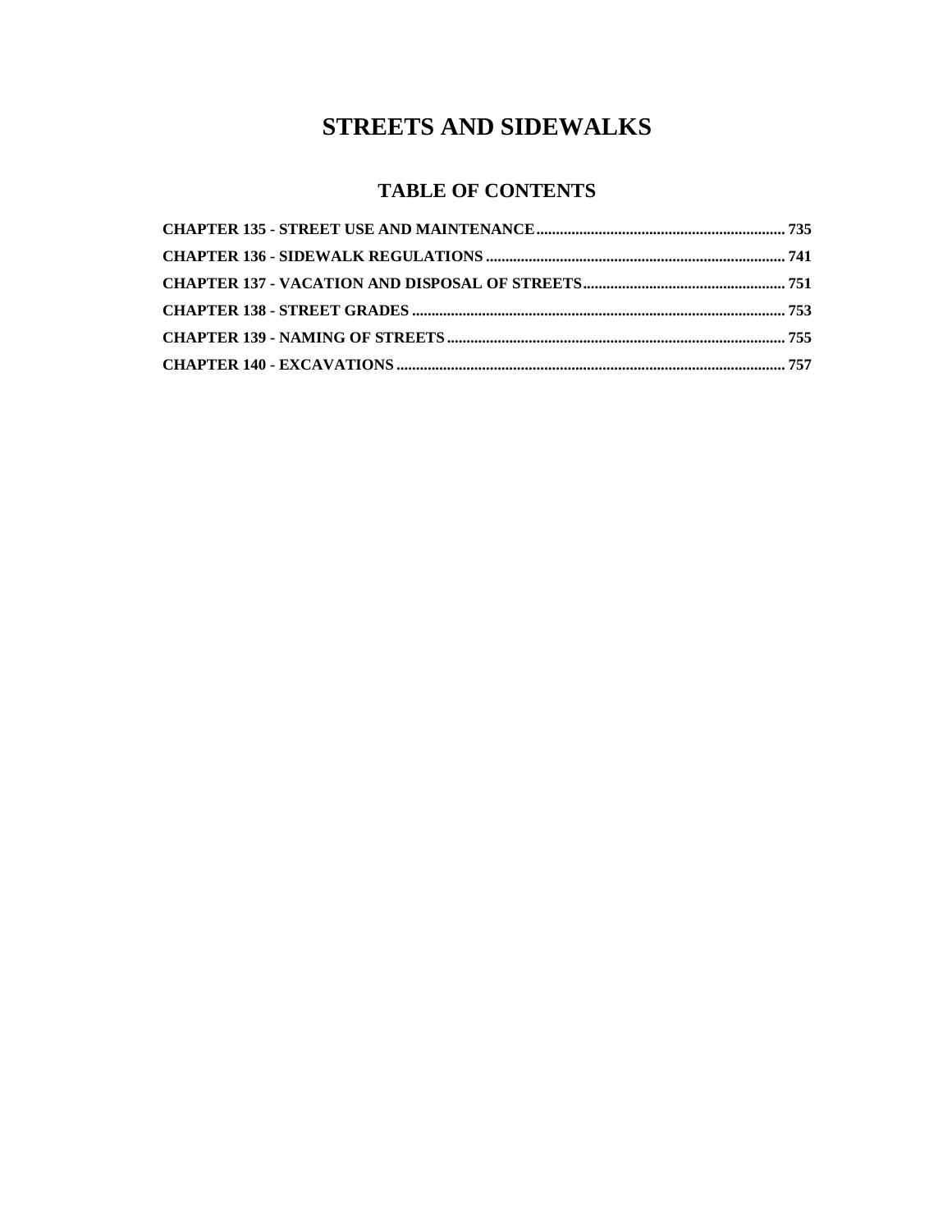# STREETS AND SIDEWALKS

## TABLE OF CONTENTS

**CHAPTER 135 - STREET USE AND MAINTENANCE ............................................................... 735**

**CHAPTER 136 - SIDEWALK REGULATIONS ............................................................................ 741**

**CHAPTER 137 - VACATION AND DISPOSAL OF STREETS .................................................... 751**

**CHAPTER 138 - STREET GRADES .............................................................................................. 753**

**CHAPTER 139 - NAMING OF STREETS ...................................................................................... 755**

**CHAPTER 140 - EXCAVATIONS ................................................................................................... 757**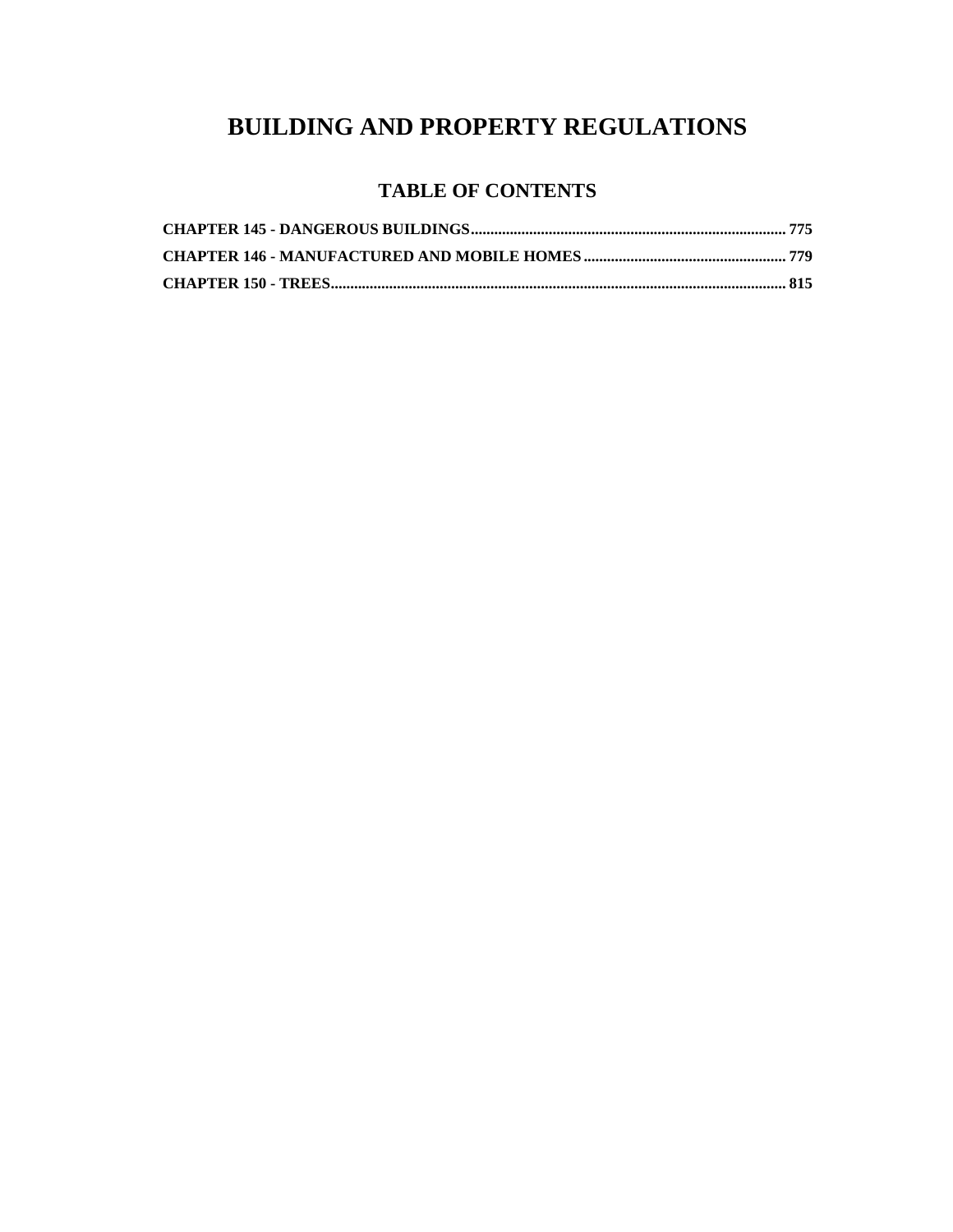# BUILDING AND PROPERTY REGULATIONS

## TABLE OF CONTENTS

**CHAPTER 145 - DANGEROUS BUILDINGS** ................................................................................ 775

**CHAPTER 146 - MANUFACTURED AND MOBILE HOMES** .................................................... 779

**CHAPTER 150 - TREES** ................................................................................................................... 815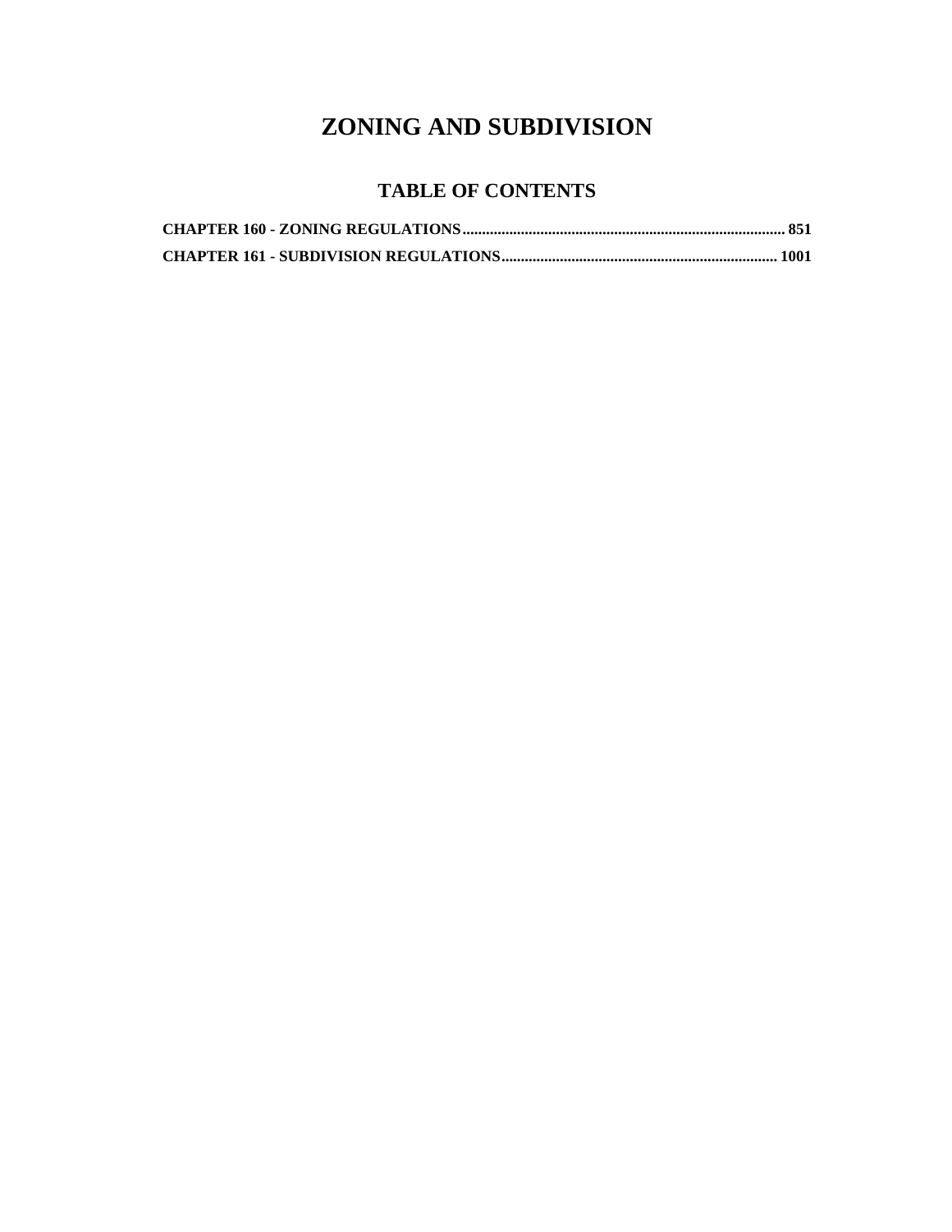# ZONING AND SUBDIVISION

## TABLE OF CONTENTS

**CHAPTER 160 - ZONING REGULATIONS........................................................................................ 851**

**CHAPTER 161 - SUBDIVISION REGULATIONS........................................................................ 1001**